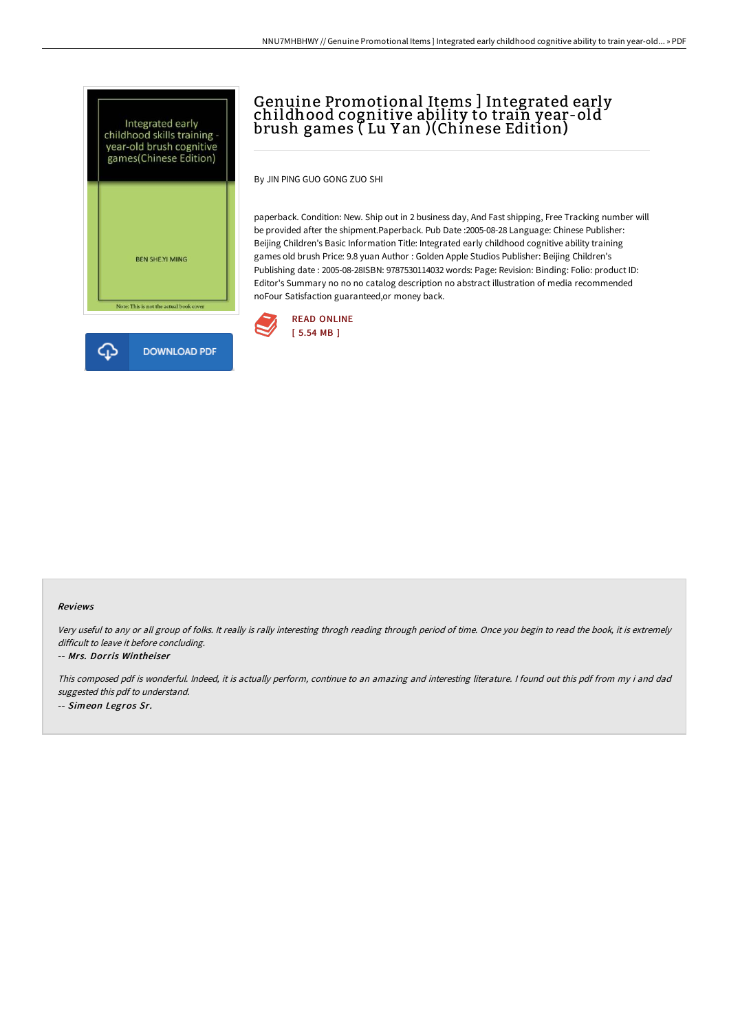# Genuine Promotional Items ] Integrated early childhood cognitive ability to train year-old brush games ( Lu Y an )(Chinese Edition)

By JIN PING GUO GONG ZUO SHI

paperback. Condition: New. Ship out in 2 business day, And Fast shipping, Free Tracking number will be provided after the shipment.Paperback. Pub Date :2005-08-28 Language: Chinese Publisher: Beijing Children's Basic Information Title: Integrated early childhood cognitive ability training games old brush Price: 9.8 yuan Author : Golden Apple Studios Publisher: Beijing Children's Publishing date : 2005-08-28ISBN: 9787530114032 words: Page: Revision: Binding: Folio: product ID: Editor's Summary no no no catalog description no abstract illustration of media recommended noFour Satisfaction guaranteed,or money back.

READ ONLINE
[ 5.54 MB ]

DOWNLOAD PDF

## Reviews

*Very useful to any or all group of folks. It really is rally interesting throgh reading through period of time. Once you begin to read the book, it is extremely difficult to leave it before concluding.*

-- ***Mrs. Dorris Wintheiser***

*This composed pdf is wonderful. Indeed, it is actually perform, continue to an amazing and interesting literature. I found out this pdf from my i and dad suggested this pdf to understand.*

-- ***Simeon Legros Sr.***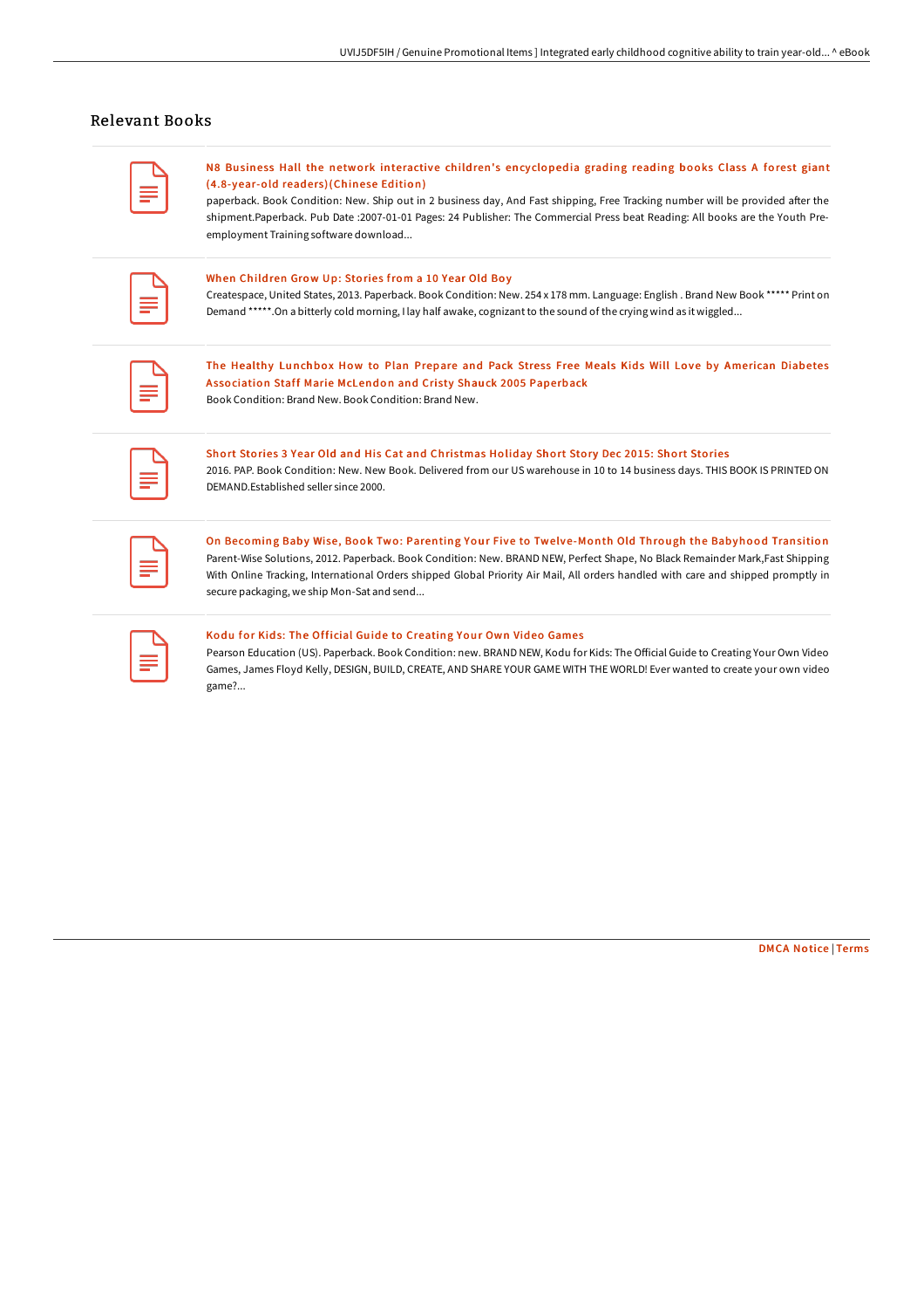## Relevant Books

**N8 Business Hall the network interactive children's encyclopedia grading reading books Class A forest giant (4.8-year-old readers)(Chinese Edition)**

paperback. Book Condition: New. Ship out in 2 business day, And Fast shipping, Free Tracking number will be provided after the shipment.Paperback. Pub Date :2007-01-01 Pages: 24 Publisher: The Commercial Press beat Reading: All books are the Youth Pre-employment Training software download...

**When Children Grow Up: Stories from a 10 Year Old Boy**

Createspace, United States, 2013. Paperback. Book Condition: New. 254 x 178 mm. Language: English . Brand New Book ***** Print on Demand *****.On a bitterly cold morning, I lay half awake, cognizant to the sound of the crying wind as it wiggled...

**The Healthy Lunchbox How to Plan Prepare and Pack Stress Free Meals Kids Will Love by American Diabetes Association Staff Marie McLendon and Cristy Shauck 2005 Paperback**

Book Condition: Brand New. Book Condition: Brand New.

**Short Stories 3 Year Old and His Cat and Christmas Holiday Short Story Dec 2015: Short Stories**

2016. PAP. Book Condition: New. New Book. Delivered from our US warehouse in 10 to 14 business days. THIS BOOK IS PRINTED ON DEMAND.Established seller since 2000.

**On Becoming Baby Wise, Book Two: Parenting Your Five to Twelve-Month Old Through the Babyhood Transition**

Parent-Wise Solutions, 2012. Paperback. Book Condition: New. BRAND NEW, Perfect Shape, No Black Remainder Mark,Fast Shipping With Online Tracking, International Orders shipped Global Priority Air Mail, All orders handled with care and shipped promptly in secure packaging, we ship Mon-Sat and send...

**Kodu for Kids: The Official Guide to Creating Your Own Video Games**

Pearson Education (US). Paperback. Book Condition: new. BRAND NEW, Kodu for Kids: The Official Guide to Creating Your Own Video Games, James Floyd Kelly, DESIGN, BUILD, CREATE, AND SHARE YOUR GAME WITH THE WORLD! Ever wanted to create your own video game?...

DMCA Notice | Terms